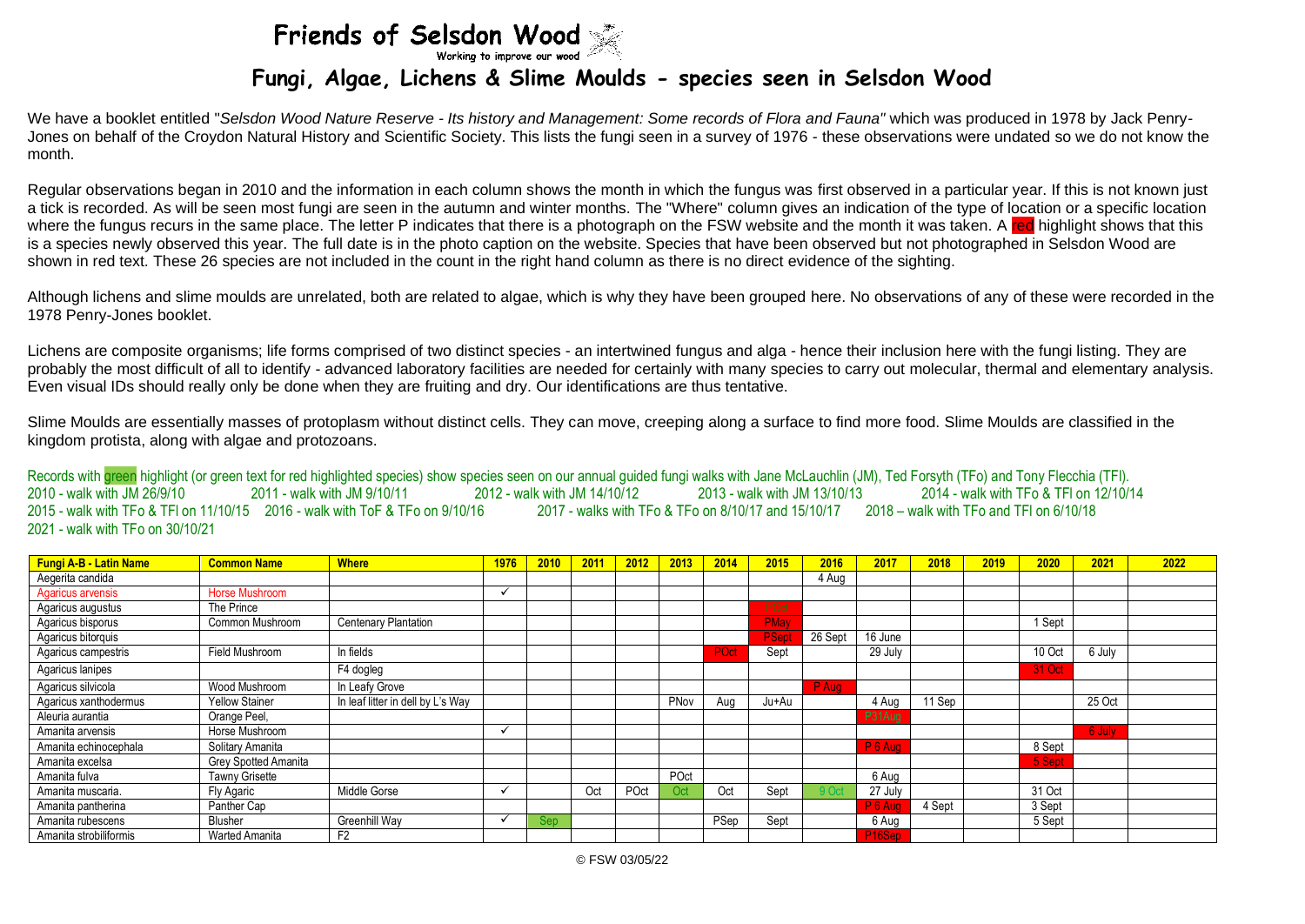# Friends of Selsdon Wood

Working to improve our wood

## Fungi, Algae, Lichens & Slime Moulds - species seen in Selsdon Wood

We have a booklet entitled "*Selsdon Wood Nature Reserve - Its history and Management: Some records of Flora and Fauna"* which was produced in 1978 by Jack Penry-Jones on behalf of the Croydon Natural History and Scientific Society. This lists the fungi seen in a survey of 1976 - these observations were undated so we do not know the month.

Regular observations began in 2010 and the information in each column shows the month in which the fungus was first observed in a particular year. If this is not known just a tick is recorded. As will be seen most fungi are seen in the autumn and winter months. The "Where" column gives an indication of the type of location or a specific location where the fungus recurs in the same place. The letter P indicates that there is a photograph on the FSW website and the month it was taken. A red highlight shows that this is a species newly observed this year. The full date is in the photo caption on the website. Species that have been observed but not photographed in Selsdon Wood are shown in red text. These 26 species are not included in the count in the right hand column as there is no direct evidence of the sighting.

Although lichens and slime moulds are unrelated, both are related to algae, which is why they have been grouped here. No observations of any of these were recorded in the 1978 Penry-Jones booklet.

Lichens are composite organisms; life forms comprised of two distinct species - an intertwined fungus and alga - hence their inclusion here with the fungi listing. They are probably the most difficult of all to identify - advanced laboratory facilities are needed for certainly with many species to carry out molecular, thermal and elementary analysis. Even visual IDs should really only be done when they are fruiting and dry. Our identifications are thus tentative.

Slime Moulds are essentially masses of protoplasm without distinct cells. They can move, creeping along a surface to find more food. Slime Moulds are classified in the kingdom protista, along with algae and protozoans.

Records with green highlight (or green text for red highlighted species) show species seen on our annual guided fungi walks with Jane McLauchlin (JM), Ted Forsyth (TFo) and Tony Flecchia (TFl).
2010 - walk with JM 26/9/10 2011 - walk with JM 9/10/11 2012 - walk with JM 14/10/12 2013 - walk with JM 13/10/13 2014 - walk with TFo & TFl on 12/10/14
2015 - walk with TFo & TFl on 11/10/15 2016 - walk with ToF & TFo on 9/10/16 2017 - walks with TFo & TFo on 8/10/17 and 15/10/17 2018 – walk with TFo and TFl on 6/10/18
2021 - walk with TFo on 30/10/21

| Fungi A-B - Latin Name | Common Name | Where | 1976 | 2010 | 2011 | 2012 | 2013 | 2014 | 2015 | 2016 | 2017 | 2018 | 2019 | 2020 | 2021 | 2022 |
|---|---|---|---|---|---|---|---|---|---|---|---|---|---|---|---|---|
| Aegerita candida | | | | | | | | | | 4 Aug | | | | | | |
| Agaricus arvensis | Horse Mushroom | | ✓ | | | | | | | | | | | | | |
| Agaricus augustus | The Prince | | | | | | | | POct | | | | | | | |
| Agaricus bisporus | Common Mushroom | Centenary Plantation | | | | | | | PMay | | | | | 1 Sept | | |
| Agaricus bitorquis | | | | | | | | | PSept | 26 Sept | 16 June | | | | | |
| Agaricus campestris | Field Mushroom | In fields | | | | | | POct | Sept | | 29 July | | | 10 Oct | 6 July | |
| Agaricus lanipes | | F4 dogleg | | | | | | | | | | | | 31 Oct | | |
| Agaricus silvicola | Wood Mushroom | In Leafy Grove | | | | | | | | P Aug | | | | | | |
| Agaricus xanthodermus | Yellow Stainer | In leaf litter in dell by L's Way | | | | | PNov | Aug | Ju+Au | | 4 Aug | 11 Sep | | | 25 Oct | |
| Aleuria aurantia | Orange Peel, | | | | | | | | | | P31Aug | | | | | |
| Amanita arvensis | Horse Mushroom | | ✓ | | | | | | | | | | | | 6 July | |
| Amanita echinocephala | Solitary Amanita | | | | | | | | | | P 6 Aug | | | 8 Sept | | |
| Amanita excelsa | Grey Spotted Amanita | | | | | | | | | | | | | 5 Sept | | |
| Amanita fulva | Tawny Grisette | | | | | | POct | | | | 6 Aug | | | | | |
| Amanita muscaria. | Fly Agaric | Middle Gorse | ✓ | | Oct | POct | Oct | Oct | Sept | 9 Oct | 27 July | | | 31 Oct | | |
| Amanita pantherina | Panther Cap | | | | | | | | | | P 6 Aug | 4 Sept | | 3 Sept | | |
| Amanita rubescens | Blusher | Greenhill Way | ✓ | Sep | | | | PSep | Sept | | 6 Aug | | | 5 Sept | | |
| Amanita strobiliformis | Warted Amanita | F2 | | | | | | | | | P16Sep | | | | | |

© FSW 03/05/22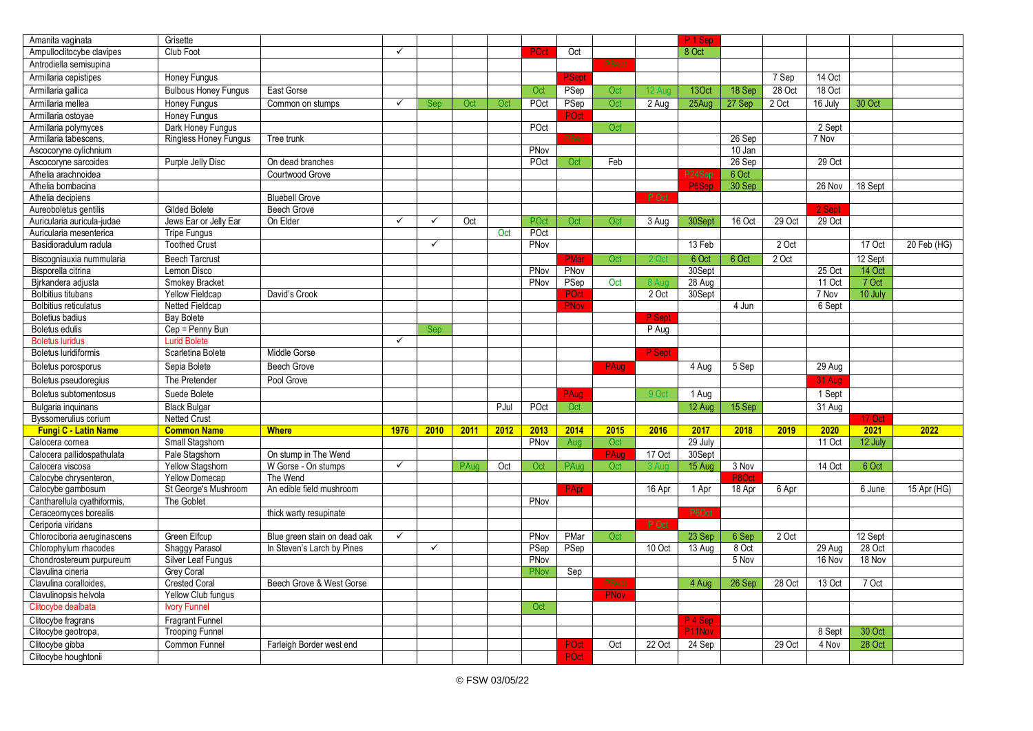| Amanita vaginata | Grisette | | | | | | | | | | P 1 Sep | | | | | |
|---|---|---|---|---|---|---|---|---|---|---|---|---|---|---|---|---|
| Ampulloclitocybe clavipes | Club Foot | | ✓ | | | | POct | Oct | | | 8 Oct | | | | | |
| Antrodiella semisupina | | | | | | | | | PSept | | | | | | | |
| Armillaria cepistipes | Honey Fungus | | | | | | | PSept | | | | | 7 Sep | 14 Oct | | |
| Armillaria gallica | Bulbous Honey Fungus | East Gorse | | | | | Oct | PSep | Oct | 12 Aug | 13Oct | 18 Sep | 28 Oct | 18 Oct | | |
| Armillaria mellea | Honey Fungus | Common on stumps | ✓ | Sep | Oct | Oct | POct | PSep | Oct | 2 Aug | 25Aug | 27 Sep | 2 Oct | 16 July | 30 Oct | |
| Armillaria ostoyae | Honey Fungus | | | | | | | POct | | | | | | | | |
| Armillaria polymyces | Dark Honey Fungus | | | | | | POct | | Oct | | | | | 2 Sept | | |
| Armillaria tabescens, | Ringless Honey Fungus | Tree trunk | | | | | | PSep | | | | 26 Sep | | 7 Nov | | |
| Ascocoryne cylichnium | | | | | | | PNov | | | | | 10 Jan | | | | |
| Ascocoryne sarcoides | Purple Jelly Disc | On dead branches | | | | | POct | Oct | Feb | | | 26 Sep | | 29 Oct | | |
| Athelia arachnoidea | | Courtwood Grove | | | | | | | | | P24Sep | 6 Oct | | | | |
| Athelia bombacina | | | | | | | | | | | P6Sep | 30 Sep | | 26 Nov | 18 Sept | |
| Athelia decipiens | | Bluebell Grove | | | | | | | | P Oct | | | | | | |
| Aureoboletus gentilis | Gilded Bolete | Beech Grove | | | | | | | | | | | | 2 Sept | | |
| Auricularia auricula-judae | Jews Ear or Jelly Ear | On Elder | ✓ | ✓ | Oct | | POct | Oct | Oct | 3 Aug | 30Sept | 16 Oct | 29 Oct | 29 Oct | | |
| Auricularia mesenterica | Tripe Fungus | | | | | Oct | POct | | | | | | | | | |
| Basidioradulum radula | Toothed Crust | | | ✓ | | | PNov | | | | 13 Feb | | 2 Oct | | 17 Oct | 20 Feb (HG) |
| Biscogniauxia nummularia | Beech Tarcrust | | | | | | | PMar | Oct | 2 Oct | 6 Oct | 6 Oct | 2 Oct | | 12 Sept | |
| Bisporella citrina | Lemon Disco | | | | | | PNov | PNov | | | 30Sept | | | 25 Oct | 14 Oct | |
| Bjrkandera adjusta | Smokey Bracket | | | | | | PNov | PSep | Oct | 8 Aug | 28 Aug | | | 11 Oct | 7 Oct | |
| Bolbitius titubans | Yellow Fieldcap | David's Crook | | | | | | POct | | 2 Oct | 30Sept | | | 7 Nov | 10 July | |
| Bolbitius reticulatus | Netted Fieldcap | | | | | | | PNov | | | | 4 Jun | | 6 Sept | | |
| Boletus badius | Bay Bolete | | | | | | | | | P Sept | | | | | | |
| Boletus edulis | Cep = Penny Bun | | | Sep | | | | | | P Aug | | | | | | |
| Boletus luridus | Lurid Bolete | | ✓ | | | | | | | | | | | | | |
| Boletus luridiformis | Scarletina Bolete | Middle Gorse | | | | | | | | P Sept | | | | | | |
| Boletus porosporus | Sepia Bolete | Beech Grove | | | | | | | PAug | | 4 Aug | 5 Sep | | 29 Aug | | |
| Boletus pseudoregius | The Pretender | Pool Grove | | | | | | | | | | | | 31 Aug | | |
| Boletus subtomentosus | Suede Bolete | | | | | | | PAug | | 9 Oct | 1 Aug | | | 1 Sept | | |
| Bulgaria inquinans | Black Bulgar | | | | | PJul | POct | Oct | | | 12 Aug | 15 Sep | | 31 Aug | | |
| Byssomerulius corium | Netted Crust | | | | | | | | | | | | | | 17 Oct | |
| **Fungi C - Latin Name** | **Common Name** | **Where** | **1976** | **2010** | **2011** | **2012** | **2013** | **2014** | **2015** | **2016** | **2017** | **2018** | **2019** | **2020** | **2021** | **2022** |
| Calocera cornea | Small Stagshorn | | | | | | PNov | Aug | Oct | | 29 July | | | 11 Oct | 12 July | |
| Calocera pallidospathulata | Pale Stagshorn | On stump in The Wend | | | | | | | PAug | 17 Oct | 30Sept | | | | | |
| Calocera viscosa | Yellow Stagshorn | W Gorse - On stumps | ✓ | | PAug | Oct | Oct | PAug | Oct | 3 Aug | 15 Aug | 3 Nov | | 14 Oct | 6 Oct | |
| Calocybe chrysenteron, | Yellow Domecap | The Wend | | | | | | | | | | P8Oct | | | | |
| Calocybe gambosum | St George's Mushroom | An edible field mushroom | | | | | | PApr | | 16 Apr | 1 Apr | 18 Apr | 6 Apr | | 6 June | 15 Apr (HG) |
| Cantharellula cyathiformis, | The Goblet | | | | | | PNov | | | | | | | | | |
| Ceraceomyces borealis | | thick warty resupinate | | | | | | | | | P6Oct | | | | | |
| Ceriporia viridans | | | | | | | | | | P Oct | | | | | | |
| Chlorociboria aeruginascens | Green Elfcup | Blue green stain on dead oak | ✓ | | | | PNov | PMar | Oct | | 23 Sep | 6 Sep | 2 Oct | | 12 Sept | |
| Chlorophylum rhacodes | Shaggy Parasol | In Steven's Larch by Pines | | ✓ | | | PSep | PSep | | 10 Oct | 13 Aug | 8 Oct | | 29 Aug | 28 Oct | |
| Chondrostereum purpureum | Silver Leaf Fungus | | | | | | PNov | | | | | 5 Nov | | 16 Nov | 18 Nov | |
| Clavulina cineria | Grey Coral | | | | | | PNov | Sep | | | | | | | | |
| Clavulina coralloides, | Crested Coral | Beech Grove & West Gorse | | | | | | | PSept | | 4 Aug | 26 Sep | 28 Oct | 13 Oct | 7 Oct | |
| Clavulinopsis helvola | Yellow Club fungus | | | | | | | | PNov | | | | | | | |
| Clitocybe dealbata | Ivory Funnel | | | | | | Oct | | | | | | | | | |
| Clitocybe fragrans | Fragrant Funnel | | | | | | | | | | P 4 Sep | | | | | |
| Clitocybe geotropa, | Trooping Funnel | | | | | | | | | | P11Nov | | | 8 Sept | 30 Oct | |
| Clitocybe gibba | Common Funnel | Farleigh Border west end | | | | | | POct | Oct | 22 Oct | 24 Sep | | 29 Oct | 4 Nov | 28 Oct | |
| Clitocybe houghtonii | | | | | | | | POct | | | | | | | | |

© FSW 03/05/22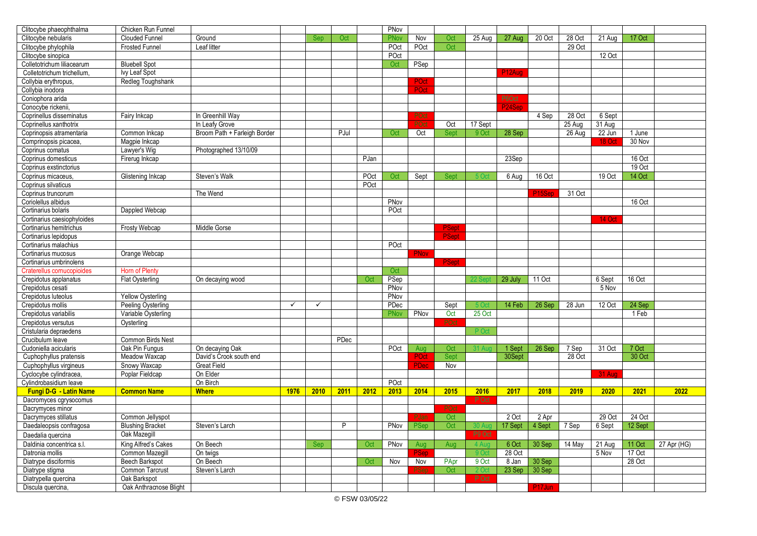| Clitocybe phaeophthalma | Chicken Run Funnel | | | | | | PNov | | | | | | | | | |
|---|---|---|---|---|---|---|---|---|---|---|---|---|---|---|---|---|
| Clitocybe nebularis | Clouded Funnel | Ground | | Sep | Oct | | PNov | Nov | Oct | 25 Aug | 27 Aug | 20 Oct | 28 Oct | 21 Aug | 17 Oct | |
| Clitocybe phyllophila | Frosted Funnel | Leaf litter | | | | | POct | POct | Oct | | | | 29 Oct | | | |
| Clitocybe sinopica | | | | | | | POct | | | | | | | 12 Oct | | |
| Colletotrichum liliacearum | Bluebell Spot | | | | | | Oct | PSep | | | | | | | | |
| Colletotrichum trichellum, | Ivy Leaf Spot | | | | | | | | | | P12Aug | | | | | |
| Collybia erythropus, | Redleg Toughshank | | | | | | | POct | | | | | | | | |
| Collybia inodora | | | | | | | | POct | | | | | | | | |
| Coniophora arida | | | | | | | | | | | P6Oct | | | | | |
| Conocybe rickenii, | | | | | | | | | | | P24Sep | | | | | |
| Coprinellus disseminatus | Fairy Inkcap | In Greenhill Way | | | | | | POct | | | | 4 Sep | 28 Oct | 6 Sept | | |
| Coprinellus xanthotrix | | In Leafy Grove | | | | | | POct | Oct | 17 Sept | | | 25 Aug | 31 Aug | | |
| Coprinopsis atramentaria | Common Inkcap | Broom Path + Farleigh Border | | | PJul | | Oct | Oct | Sept | 9 Oct | 28 Sep | | 26 Aug | 22 Jun | 1 June | |
| Comprinopsis picacea, | Magpie Inkcap | | | | | | | | | | | | | 18 Oct | 30 Nov | |
| Coprinus comatus | Lawyer's Wig | Photographed 13/10/09 | | | | | | | | | | | | | | |
| Coprinus domesticus | Firerug Inkcap | | | | | PJan | | | | | 23Sep | | | | 16 Oct | |
| Coprinus exstinctorius | | | | | | | | | | | | | | | 19 Oct | |
| Coprinus micaceus, | Glistening Inkcap | Steven's Walk | | | | POct | Oct | Sept | Sept | 5 Oct | 6 Aug | 16 Oct | | 19 Oct | 14 Oct | |
| Coprinus silvaticus | | | | | | POct | | | | | | | | | | |
| Coprinus truncorum | | The Wend | | | | | | | | | | P15Sep | 31 Oct | | | |
| Coriolellus albidus | | | | | | | PNov | | | | | | | | 16 Oct | |
| Cortinarius bolaris | Dappled Webcap | | | | | | POct | | | | | | | | | |
| Cortinarius caesiophylloides | | | | | | | | | | | | | | 14 Oct | | |
| Cortinarius hemitrichus | Frosty Webcap | Middle Gorse | | | | | | | PSept | | | | | | | |
| Cortinarius lepidopus | | | | | | | | | PSept | | | | | | | |
| Cortinarius malachius | | | | | | | POct | | | | | | | | | |
| Cortinarius mucosus | Orange Webcap | | | | | | | PNov | | | | | | | | |
| Cortinarius umbrinolens | | | | | | | | | PSept | | | | | | | |
| Craterellus cornucopioides | Horn of Plenty | | | | | | Oct | | | | | | | | | |
| Crepidotus applanatus | Flat Oysterling | On decaying wood | | | | Oct | PSep | | | 22 Sept | 29 July | 11 Oct | | 6 Sept | 16 Oct | |
| Crepidotus cesati | | | | | | | PNov | | | | | | | 5 Nov | | |
| Crepidotus luteolus | Yellow Oysterling | | | | | | PNov | | | | | | | | | |
| Crepidotus mollis | Peeling Oysterling | | ✓ | ✓ | | | PDec | | Sept | 5 Oct | 14 Feb | 26 Sep | 28 Jun | 12 Oct | 24 Sep | |
| Crepidotus variabilis | Variable Oysterling | | | | | | PNov | PNov | Oct | 25 Oct | | | | | 1 Feb | |
| Crepidotus versutus | Oysterling | | | | | | | | POct | | | | | | | |
| Cristularia depraedens | | | | | | | | | | P Oct | | | | | | |
| Crucibulum leave | Common Birds Nest | | | | PDec | | | | | | | | | | | |
| Cudoniella acicularis | Oak Pin Fungus | On decaying Oak | | | | | POct | Aug | Oct | 31 Aug | 1 Sept | 26 Sep | 7 Sep | 31 Oct | 7 Oct | |
| Cuphophyllus pratensis | Meadow Waxcap | David's Crook south end | | | | | | POct | Sept | | 30Sept | | 28 Oct | | 30 Oct | |
| Cuphophyllus virgineus | Snowy Waxcap | Great Field | | | | | | PDec | Nov | | | | | | | |
| Cyclocybe cylindracea, | Poplar Fieldcap | On Elder | | | | | | | | | | | | 31 Aug | | |
| Cylindrobasidium leave | | On Birch | | | | | POct | | | | | | | | | |
| **Fungi D-G - Latin Name** | **Common Name** | **Where** | **1976** | **2010** | **2011** | **2012** | **2013** | **2014** | **2015** | **2016** | **2017** | **2018** | **2019** | **2020** | **2021** | **2022** |
| Dacromyces cgrysocomus | | | | | | | | | | P Oct | | | | | | |
| Dacrymyces minor | | | | | | | | | POct | | | | | | | |
| Dacrymyces stillatus | Common Jellyspot | | | | | | | PJan | Oct | | 2 Oct | 2 Apr | | 29 Oct | 24 Oct | |
| Daedaleopsis confragosa | Blushing Bracket | Steven's Larch | | | P | | PNov | PSep | Oct | 30 Aug | 17 Sept | 4 Sept | 7 Sep | 6 Sept | 12 Sept | |
| Daedalia quercina | Oak Mazegill | | | | | | | | | P9 Oct | | | | | | |
| Daldinia concentrica s.l. | King Alfred's Cakes | On Beech | | Sep | | Oct | PNov | Aug | Aug | 4 Aug | 6 Oct | 30 Sep | 14 May | 21 Aug | 11 Oct | 27 Apr (HG) |
| Datronia mollis | Common Mazegill | On twigs | | | | | | PSep | | 9 Oct | 28 Oct | | | 5 Nov | 17 Oct | |
| Diatrype disciformis | Beech Barkspot | On Beech | | | | Oct | Nov | Nov | PApr | 9 Oct | 8 Jan | 30 Sep | | | 28 Oct | |
| Diatrype stigma | Common Tarcrust | Steven's Larch | | | | | | PSep | Oct | 2 Oct | 23 Sep | 30 Sep | | | | |
| Diatrypella quercina | Oak Barkspot | | | | | | | | | P Oct | | | | | | |
| Discula quercina, | Oak Anthracnose Blight | | | | | | | | | | | P17Jun | | | | |

© FSW 03/05/22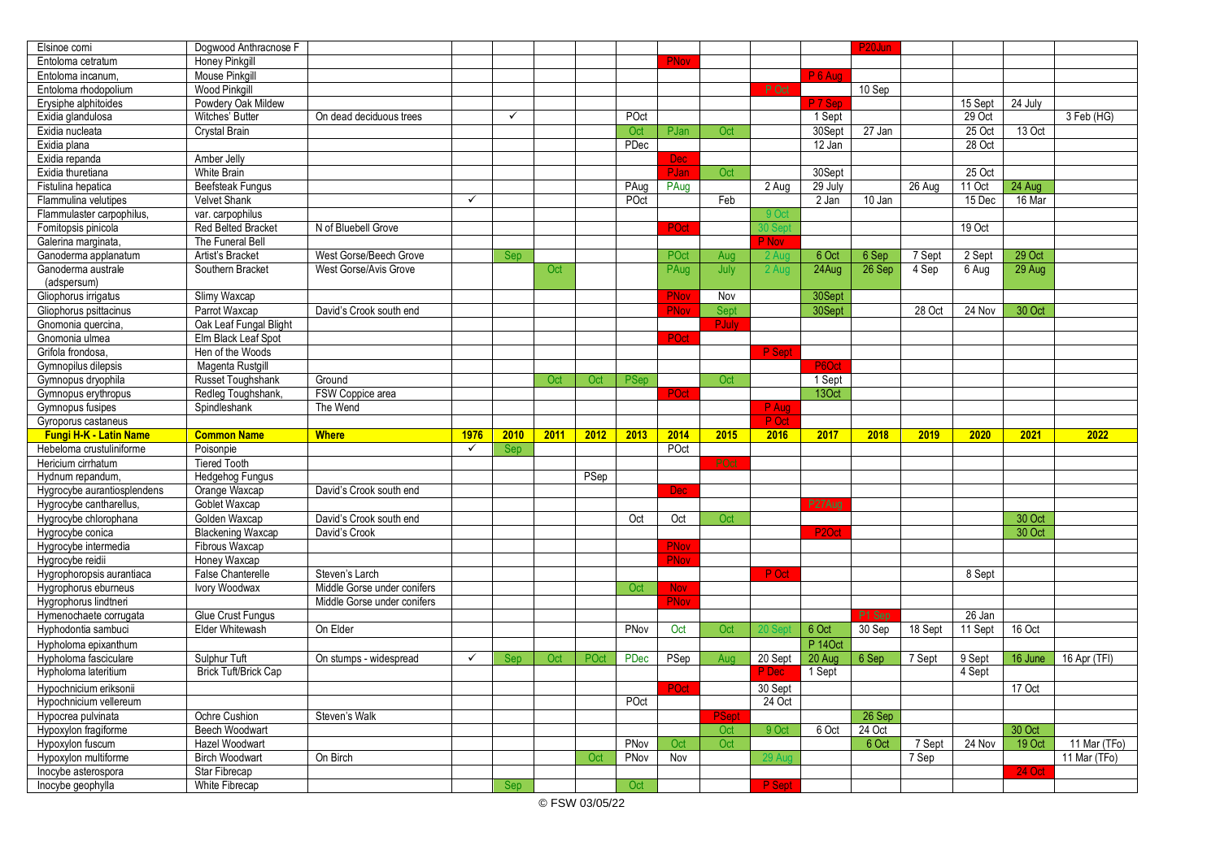| Elsinoe corni | Dogwood Anthracnose F | | | | | | | | | | | P20Jun | | | | |
|---|---|---|---|---|---|---|---|---|---|---|---|---|---|---|---|---|
| Entoloma cetratum | Honey Pinkgill | | | | | | | PNov | | | | | | | | |
| Entoloma incanum, | Mouse Pinkgill | | | | | | | | | | P 6 Aug | | | | | |
| Entoloma rhodopolium | Wood Pinkgill | | | | | | | | | P Oct | | 10 Sep | | | | |
| Erysiphe alphitoides | Powdery Oak Mildew | | | | | | | | | | P 7 Sep | | | 15 Sept | 24 July | |
| Exidia glandulosa | Witches' Butter | On dead deciduous trees | | ✓ | | | POct | | | | 1 Sept | | | 29 Oct | | 3 Feb (HG) |
| Exidia nucleata | Crystal Brain | | | | | | Oct | PJan | Oct | | 30Sept | 27 Jan | | 25 Oct | 13 Oct | |
| Exidia plana | | | | | | | PDec | | | | 12 Jan | | | 28 Oct | | |
| Exidia repanda | Amber Jelly | | | | | | | Dec | | | | | | | | |
| Exidia thuretiana | White Brain | | | | | | | PJan | Oct | | 30Sept | | | 25 Oct | | |
| Fistulina hepatica | Beefsteak Fungus | | | | | | PAug | PAug | | 2 Aug | 29 July | | 26 Aug | 11 Oct | 24 Aug | |
| Flammulina velutipes | Velvet Shank | | ✓ | | | | POct | | Feb | | 2 Jan | 10 Jan | | 15 Dec | 16 Mar | |
| Flammulaster carpophilus, | var. carpophilus | | | | | | | | | 9 Oct | | | | | | |
| Fomitopsis pinicola | Red Belted Bracket | N of Bluebell Grove | | | | | | POct | | 30 Sept | | | | 19 Oct | | |
| Galerina marginata, | The Funeral Bell | | | | | | | | | P Nov | | | | | | |
| Ganoderma applanatum | Artist's Bracket | West Gorse/Beech Grove | | Sep | | | | POct | Aug | 2 Aug | 6 Oct | 6 Sep | 7 Sept | 2 Sept | 29 Oct | |
| Ganoderma australe (adspersum) | Southern Bracket | West Gorse/Avis Grove | | | Oct | | | PAug | July | 2 Aug | 24Aug | 26 Sep | 4 Sep | 6 Aug | 29 Aug | |
| Gliophorus irrigatus | Slimy Waxcap | | | | | | | PNov | Nov | | 30Sept | | | | | |
| Gliophorus psittacinus | Parrot Waxcap | David's Crook south end | | | | | | PNov | Sept | | 30Sept | | 28 Oct | 24 Nov | 30 Oct | |
| Gnomonia quercina, | Oak Leaf Fungal Blight | | | | | | | | PJuly | | | | | | | |
| Gnomonia ulmea | Elm Black Leaf Spot | | | | | | | POct | | | | | | | | |
| Grifola frondosa, | Hen of the Woods | | | | | | | | | P Sept | | | | | | |
| Gymnopilus dilepsis | Magenta Rustgill | | | | | | | | | | P6Oct | | | | | |
| Gymnopus dryophila | Russet Toughshank | Ground | | | Oct | Oct | PSep | | Oct | | 1 Sept | | | | | |
| Gymnopus erythropus | Redleg Toughshank, | FSW Coppice area | | | | | | POct | | | 13Oct | | | | | |
| Gymnopus fusipes | Spindleshank | The Wend | | | | | | | | P Aug | | | | | | |
| Gyroporus castaneus | | | | | | | | | | P Oct | | | | | | |
| **Fungi H-K - Latin Name** | **Common Name** | **Where** | **1976** | **2010** | **2011** | **2012** | **2013** | **2014** | **2015** | **2016** | **2017** | **2018** | **2019** | **2020** | **2021** | **2022** |
| Hebeloma crustuliniforme | Poisonpie | | ✓ | Sep | | | | POct | | | | | | | | |
| Hericium cirrhatum | Tiered Tooth | | | | | | | | POct | | | | | | | |
| Hydnum repandum, | Hedgehog Fungus | | | | | PSep | | | | | | | | | | |
| Hygrocybe aurantiosplendens | Orange Waxcap | David's Crook south end | | | | | | Dec | | | | | | | | |
| Hygrocybe cantharellus, | Goblet Waxcap | | | | | | | | | | P27Aug | | | | | |
| Hygrocybe chlorophana | Golden Waxcap | David's Crook south end | | | | | Oct | Oct | Oct | | | | | | 30 Oct | |
| Hygrocybe conica | Blackening Waxcap | David's Crook | | | | | | | | | P2Oct | | | | 30 Oct | |
| Hygrocybe intermedia | Fibrous Waxcap | | | | | | | PNov | | | | | | | | |
| Hygrocybe reidii | Honey Waxcap | | | | | | | PNov | | | | | | | | |
| Hygrophoropsis aurantiaca | False Chanterelle | Steven's Larch | | | | | | | | P Oct | | | | 8 Sept | | |
| Hygrophorus eburneus | Ivory Woodwax | Middle Gorse under conifers | | | | | Oct | Nov | | | | | | | | |
| Hygrophorus lindtneri | | Middle Gorse under conifers | | | | | | PNov | | | | | | | | |
| Hymenochaete corrugata | Glue Crust Fungus | | | | | | | | | | | P1 Sep | | 26 Jan | | |
| Hyphodontia sambuci | Elder Whitewash | On Elder | | | | | PNov | Oct | Oct | 20 Sept | 6 Oct | 30 Sep | 18 Sept | 11 Sept | 16 Oct | |
| Hypholoma epixanthum | | | | | | | | | | | P 14Oct | | | | | |
| Hypholoma fasciculare | Sulphur Tuft | On stumps - widespread | ✓ | Sep | Oct | POct | PDec | PSep | Aug | 20 Sept | 20 Aug | 6 Sep | 7 Sept | 9 Sept | 16 June | 16 Apr (TFl) |
| Hypholoma lateritium | Brick Tuft/Brick Cap | | | | | | | | | P Dec | 1 Sept | | | 4 Sept | | |
| Hypochnicium eriksonii | | | | | | | | POct | | 30 Sept | | | | | 17 Oct | |
| Hypochnicium vellereum | | | | | | | POct | | | 24 Oct | | | | | | |
| Hypocrea pulvinata | Ochre Cushion | Steven's Walk | | | | | | | PSept | | | 26 Sep | | | | |
| Hypoxylon fragiforme | Beech Woodwart | | | | | | | | Oct | 9 Oct | 6 Oct | 24 Oct | | | 30 Oct | |
| Hypoxylon fuscum | Hazel Woodwart | | | | | | PNov | Oct | Oct | | | 6 Oct | 7 Sept | 24 Nov | 19 Oct | 11 Mar (TFo) |
| Hypoxylon multiforme | Birch Woodwart | On Birch | | | | Oct | PNov | Nov | | 29 Aug | | | 7 Sep | | | 11 Mar (TFo) |
| Inocybe asterospora | Star Fibrecap | | | | | | | | | | | | | | 24 Oct | |
| Inocybe geophylla | White Fibrecap | | | Sep | | | Oct | | | P Sept | | | | | | |

© FSW 03/05/22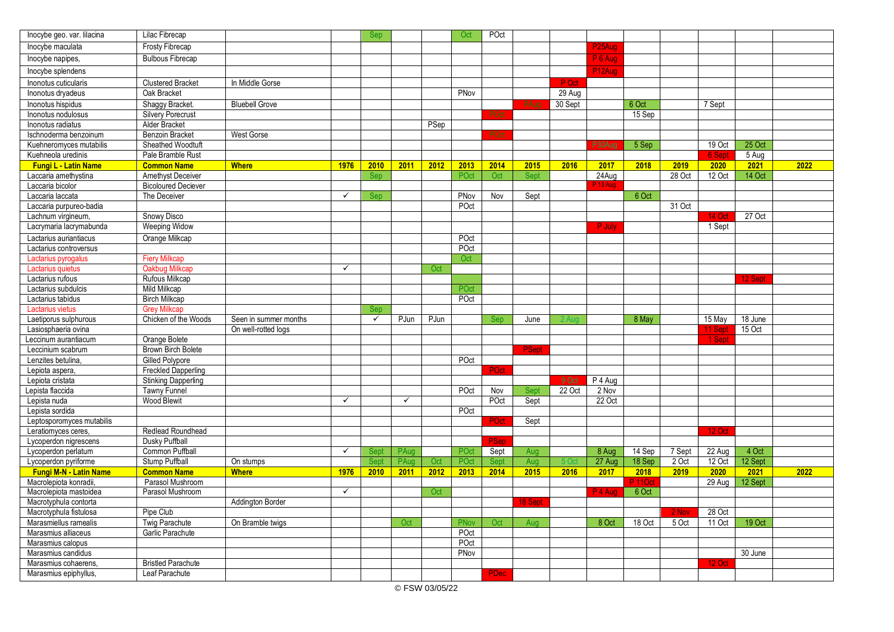| Inocybe geo. var. lilacina | Lilac Fibrecap | | | Sep | | | Oct | POct | | | | | | | | |
|---|---|---|---|---|---|---|---|---|---|---|---|---|---|---|---|---|
| Inocybe maculata | Frosty Fibrecap | | | | | | | | | | P25Aug | | | | | |
| Inocybe napipes, | Bulbous Fibrecap | | | | | | | | | | P 6 Aug | | | | | |
| Inocybe splendens | | | | | | | | | | | P12Aug | | | | | |
| Inonotus cuticularis | Clustered Bracket | In Middle Gorse | | | | | | | | P Oct | | | | | | |
| Inonotus dryadeus | Oak Bracket | | | | | | PNov | | | 29 Aug | | | | | | |
| Inonotus hispidus | Shaggy Bracket. | Bluebell Grove | | | | | | | PAug | 30 Sept | | 6 Oct | | 7 Sept | | |
| Inonotus nodulosus | Silvery Porecrust | | | | | | | POct | | | | 15 Sep | | | | |
| Inonotus radiatus | Alder Bracket | | | | | PSep | | | | | | | | | | |
| Ischnoderma benzoinum | Benzoin Bracket | West Gorse | | | | | | POct | | | | | | | | |
| Kuehneromyces mutabilis | Sheathed Woodtuft | | | | | | | | | | P30Aug | 5 Sep | | 19 Oct | 25 Oct | |
| Kuehneola uredinis | Pale Bramble Rust | | | | | | | | | | | | | 6 Sept | 5 Aug | |
| **Fungi L - Latin Name** | **Common Name** | **Where** | **1976** | **2010** | **2011** | **2012** | **2013** | **2014** | **2015** | **2016** | **2017** | **2018** | **2019** | **2020** | **2021** | **2022** |
| Laccaria amethystina | Amethyst Deceiver | | | Sep | | | POct | Oct | Sept | | 24Aug | | 28 Oct | 12 Oct | 14 Oct | |
| Laccaria bicolor | Bicoloured Deciever | | | | | | | | | | P 13 Aug | | | | | |
| Laccaria laccata | The Deceiver | | ✓ | Sep | | | PNov | Nov | Sept | | | 6 Oct | | | | |
| Laccaria purpureo-badia | | | | | | | POct | | | | | | 31 Oct | | | |
| Lachnum virgineum, | Snowy Disco | | | | | | | | | | | | | 14 Oct | 27 Oct | |
| Lacrymaria lacrymabunda | Weeping Widow | | | | | | | | | | P July | | | 1 Sept | | |
| Lactarius auriantiacus | Orange Milkcap | | | | | | POct | | | | | | | | | |
| Lactarius controversus | | | | | | | POct | | | | | | | | | |
| Lactarius pyrogalus | Fiery Milkcap | | | | | | Oct | | | | | | | | | |
| Lactarius quietus | Oakbug Milkcap | | ✓ | | | Oct | | | | | | | | | | |
| Lactarius rufous | Rufous Milkcap | | | | | | | | | | | | | | 12 Sept | |
| Lactarius subdulcis | Mild Milkcap | | | | | | POct | | | | | | | | | |
| Lactarius tabidus | Birch Milkcap | | | | | | POct | | | | | | | | | |
| Lactarius vietus | Grey Milkcap | | | Sep | | | | | | | | | | | | |
| Laetiporus sulphurous | Chicken of the Woods | Seen in summer months | | ✓ | PJun | PJun | | Sep | June | 2 Aug | | 8 May | | 15 May | 18 June | |
| Lasiosphaeria ovina | | On well-rotted logs | | | | | | | | | | | | 11 Sept | 15 Oct | |
| Leccinum aurantiacum | Orange Bolete | | | | | | | | | | | | | 1 Sept | | |
| Leccinium scabrum | Brown Birch Bolete | | | | | | | | PSept | | | | | | | |
| Lenzites betulina, | Gilled Polypore | | | | | | POct | | | | | | | | | |
| Lepiota aspera, | Freckled Dapperling | | | | | | | POct | | | | | | | | |
| Lepiota cristata | Stinking Dapperling | | | | | | | | | 9 Oct | P 4 Aug | | | | | |
| Lepista flaccida | Tawny Funnel | | | | | | POct | Nov | Sept | 22 Oct | 2 Nov | | | | | |
| Lepista nuda | Wood Blewit | | ✓ | | ✓ | | | POct | Sept | | 22 Oct | | | | | |
| Lepista sordida | | | | | | | POct | | | | | | | | | |
| Leptosporomyces mutabilis | | | | | | | | POct | Sept | | | | | | | |
| Leratiomyces ceres, | Redlead Roundhead | | | | | | | | | | | | | 12 Oct | | |
| Lycoperdon nigrescens | Dusky Puffball | | | | | | | PSep | | | | | | | | |
| Lycoperdon perlatum | Common Puffball | | ✓ | Sept | PAug | | POct | Sept | Aug | | 8 Aug | 14 Sep | 7 Sept | 22 Aug | 4 Oct | |
| Lycoperdon pyriforme | Stump Puffball | On stumps | | Sept | PAug | Oct | POct | Sept | Aug | 5 Oct | 27 Aug | 18 Sep | 2 Oct | 12 Oct | 12 Sept | |
| **Fungi M-N - Latin Name** | **Common Name** | **Where** | **1976** | **2010** | **2011** | **2012** | **2013** | **2014** | **2015** | **2016** | **2017** | **2018** | **2019** | **2020** | **2021** | **2022** |
| Macrolepiota konradii, | Parasol Mushroom | | | | | | | | | | | P 11Oct | | 29 Aug | 12 Sept | |
| Macrolepiota mastoidea | Parasol Mushroom | | ✓ | | | Oct | | | | | P 4 Aug | 6 Oct | | | | |
| Macrotyphula contorta | | Addington Border | | | | | | | 18 Sept | | | | | | | |
| Macrotyphula fistulosa | Pipe Club | | | | | | | | | | | | 2 Nov | 28 Oct | | |
| Marasmiellus ramealis | Twig Parachute | On Bramble twigs | | | Oct | | PNov | Oct | Aug | | 8 Oct | 18 Oct | 5 Oct | 11 Oct | 19 Oct | |
| Marasmius alliaceus | Garlic Parachute | | | | | | POct | | | | | | | | | |
| Marasmius calopus | | | | | | | POct | | | | | | | | | |
| Marasmius candidus | | | | | | | PNov | | | | | | | | 30 June | |
| Marasmius cohaerens, | Bristled Parachute | | | | | | | | | | | | | 12 Oct | | |
| Marasmius epiphyllus, | Leaf Parachute | | | | | | | PDec | | | | | | | | |

© FSW 03/05/22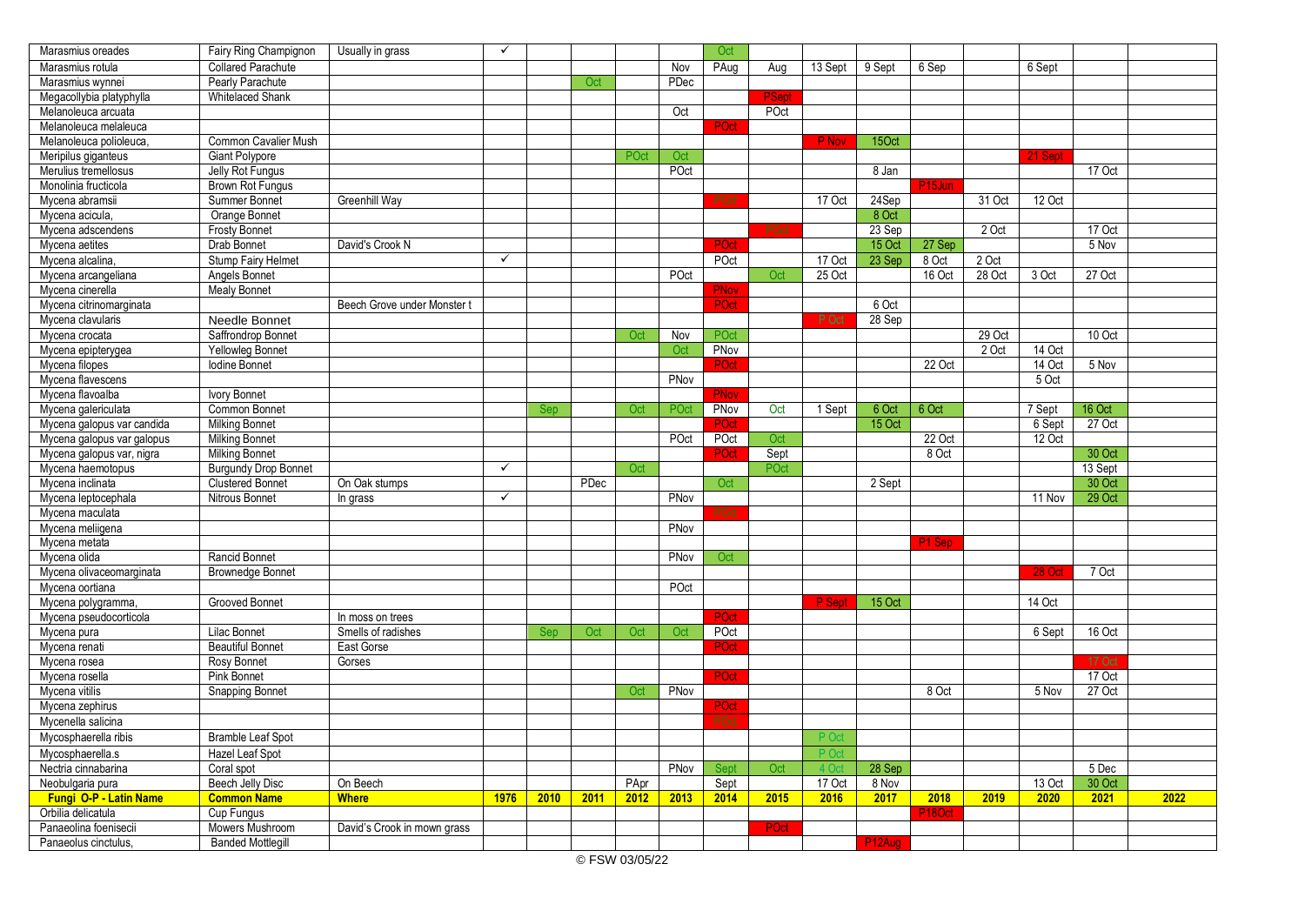| Marasmius oreades | Fairy Ring Champignon | Usually in grass | ✓ | | | | | Oct | | | | | | | | |
|---|---|---|---|---|---|---|---|---|---|---|---|---|---|---|---|---|
| Marasmius rotula | Collared Parachute | | | | | | Nov | PAug | Aug | 13 Sept | 9 Sept | 6 Sep | | 6 Sept | | |
| Marasmius wynnei | Pearly Parachute | | | | Oct | | PDec | | | | | | | | | |
| Megacollybia platyphylla | Whitelaced Shank | | | | | | | | PSept | | | | | | | |
| Melanoleuca arcuata | | | | | | | Oct | | POct | | | | | | | |
| Melanoleuca melaleuca | | | | | | | | POct | | | | | | | | |
| Melanoleuca polioleuca, | Common Cavalier Mush | | | | | | | | | P Nov | 15Oct | | | | | |
| Meripilus giganteus | Giant Polypore | | | | | POct | Oct | | | | | | | 21 Sept | | |
| Merulius tremellosus | Jelly Rot Fungus | | | | | | POct | | | | 8 Jan | | | | 17 Oct | |
| Monolinia fructicola | Brown Rot Fungus | | | | | | | | | | | P15Jun | | | | |
| Mycena abramsii | Summer Bonnet | Greenhill Way | | | | | | POct | | 17 Oct | 24Sep | | 31 Oct | 12 Oct | | |
| Mycena acicula, | Orange Bonnet | | | | | | | | | | 8 Oct | | | | | |
| Mycena adscendens | Frosty Bonnet | | | | | | | | POct | | 23 Sep | | 2 Oct | | 17 Oct | |
| Mycena aetites | Drab Bonnet | David's Crook N | | | | | | POct | | | 15 Oct | 27 Sep | | | 5 Nov | |
| Mycena alcalina, | Stump Fairy Helmet | | ✓ | | | | | POct | | 17 Oct | 23 Sep | 8 Oct | 2 Oct | | | |
| Mycena arcangeliana | Angels Bonnet | | | | | | POct | | Oct | 25 Oct | | 16 Oct | 28 Oct | 3 Oct | 27 Oct | |
| Mycena cinerella | Mealy Bonnet | | | | | | | PNov | | | | | | | | |
| Mycena citrinomarginata | | Beech Grove under Monster t | | | | | | POct | | | 6 Oct | | | | | |
| Mycena clavularis | Needle Bonnet | | | | | | | | | P Oct | 28 Sep | | | | | |
| Mycena crocata | Saffrondrop Bonnet | | | | | Oct | Nov | POct | | | | | 29 Oct | | 10 Oct | |
| Mycena epipterygea | Yellowleg Bonnet | | | | | | Oct | PNov | | | | | 2 Oct | 14 Oct | | |
| Mycena filopes | Iodine Bonnet | | | | | | | POct | | | | 22 Oct | | 14 Oct | 5 Nov | |
| Mycena flavescens | | | | | | | PNov | | | | | | | 5 Oct | | |
| Mycena flavoalba | Ivory Bonnet | | | | | | | PNov | | | | | | | | |
| Mycena galericulata | Common Bonnet | | | Sep | | Oct | POct | PNov | Oct | 1 Sept | 6 Oct | 6 Oct | | 7 Sept | 16 Oct | |
| Mycena galopus var candida | Milking Bonnet | | | | | | | POct | | | 15 Oct | | | 6 Sept | 27 Oct | |
| Mycena galopus var galopus | Milking Bonnet | | | | | | POct | POct | Oct | | | 22 Oct | | 12 Oct | | |
| Mycena galopus var, nigra | Milking Bonnet | | | | | | | POct | Sept | | | 8 Oct | | | 30 Oct | |
| Mycena haematopus | Burgundy Drop Bonnet | | ✓ | | | Oct | | | POct | | | | | | 13 Sept | |
| Mycena inclinata | Clustered Bonnet | On Oak stumps | | | PDec | | | Oct | | | 2 Sept | | | | 30 Oct | |
| Mycena leptocephala | Nitrous Bonnet | In grass | ✓ | | | | PNov | | | | | | | 11 Nov | 29 Oct | |
| Mycena maculata | | | | | | | | POct | | | | | | | | |
| Mycena meliigena | | | | | | | PNov | | | | | | | | | |
| Mycena metata | | | | | | | | | | | | P1 Sep | | | | |
| Mycena olida | Rancid Bonnet | | | | | | PNov | Oct | | | | | | | | |
| Mycena olivaceomarginata | Brownedge Bonnet | | | | | | | | | | | | | 28 Oct | 7 Oct | |
| Mycena oortiana | | | | | | | POct | | | | | | | | | |
| Mycena polygramma, | Grooved Bonnet | | | | | | | | | P Sept | 15 Oct | | | 14 Oct | | |
| Mycena pseudocorticola | | In moss on trees | | | | | | POct | | | | | | | | |
| Mycena pura | Lilac Bonnet | Smells of radishes | | Sep | Oct | Oct | Oct | POct | | | | | | 6 Sept | 16 Oct | |
| Mycena renati | Beautiful Bonnet | East Gorse | | | | | | POct | | | | | | | | |
| Mycena rosea | Rosy Bonnet | Gorses | | | | | | | | | | | | | 17 Oct | |
| Mycena rosella | Pink Bonnet | | | | | | | POct | | | | | | | 17 Oct | |
| Mycena vitilis | Snapping Bonnet | | | | | Oct | PNov | | | | | 8 Oct | | 5 Nov | 27 Oct | |
| Mycena zephirus | | | | | | | | POct | | | | | | | | |
| Mycenella salicina | | | | | | | | POct | | | | | | | | |
| Mycosphaerella ribis | Bramble Leaf Spot | | | | | | | | | P Oct | | | | | | |
| Mycosphaerella.s | Hazel Leaf Spot | | | | | | | | | P Oct | | | | | | |
| Nectria cinnabarina | Coral spot | | | | | | PNov | Sept | Oct | 4 Oct | 28 Sep | | | | 5 Dec | |
| Neobulgaria pura | Beech Jelly Disc | On Beech | | | | PApr | | Sept | | 17 Oct | 8 Nov | | | 13 Oct | 30 Oct | |
| **Fungi O-P - Latin Name** | **Common Name** | **Where** | **1976** | **2010** | **2011** | **2012** | **2013** | **2014** | **2015** | **2016** | **2017** | **2018** | **2019** | **2020** | **2021** | **2022** |
| Orbilia delicatula | Cup Fungus | | | | | | | | | | | P18Oct | | | | |
| Panaeolina foenisecii | Mowers Mushroom | David's Crook in mown grass | | | | | | | POct | | | | | | | |
| Panaeolus cinctulus, | Banded Mottlegill | | | | | | | | | | P12Aug | | | | | |

© FSW 03/05/22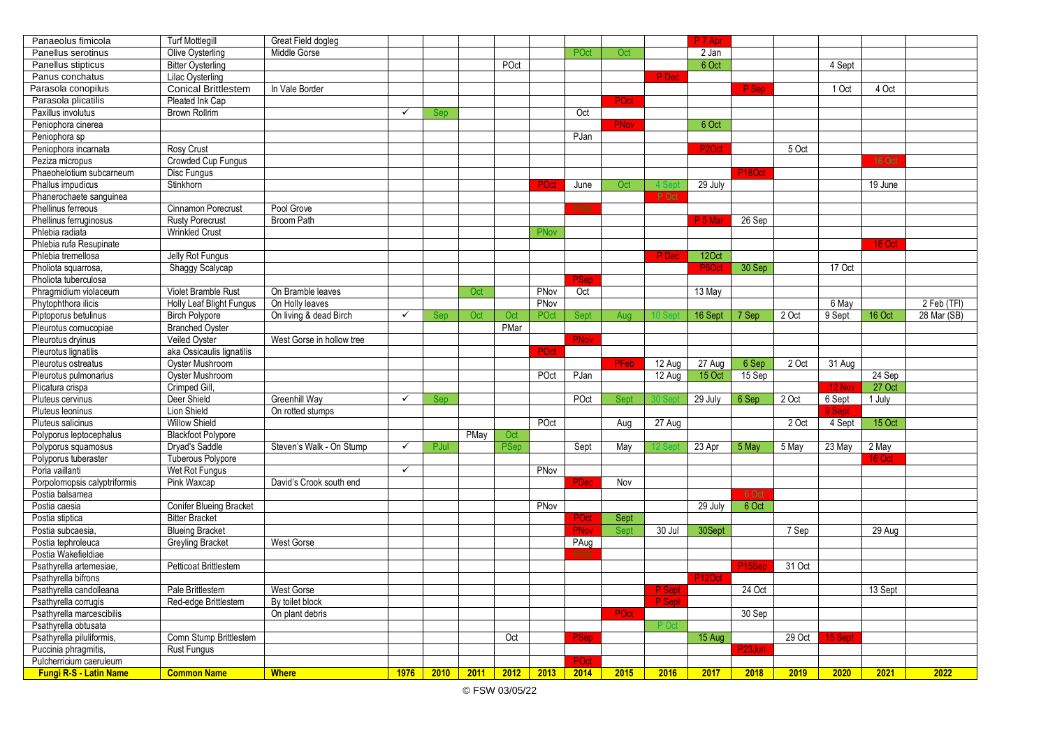| Panaeolus fimicola | Turf Mottlegill | Great Field dogleg | | | | | | | | | P 7 Apr | | | | | |
|---|---|---|---|---|---|---|---|---|---|---|---|---|---|---|---|---|
| Panellus serotinus | Olive Oysterling | Middle Gorse | | | | | | POct | Oct | | 2 Jan | | | | | |
| Panellus stipticus | Bitter Oysterling | | | | | POct | | | | | 6 Oct | | | 4 Sept | | |
| Panus conchatus | Lilac Oysterling | | | | | | | | | P Dec | | | | | | |
| Parasola conopilus | Conical Brittlestem | In Vale Border | | | | | | | | | | P Sep | | 1 Oct | 4 Oct | |
| Parasola plicatilis | Pleated Ink Cap | | | | | | | | POct | | | | | | | |
| Paxillus involutus | Brown Rollrim | | ✓ | Sep | | | | Oct | | | | | | | | |
| Peniophora cinerea | | | | | | | | | PNov | | 6 Oct | | | | | |
| Peniophora sp | | | | | | | | PJan | | | | | | | | |
| Peniophora incarnata | Rosy Crust | | | | | | | | | | P2Oct | | 5 Oct | | | |
| Peziza micropus | Crowded Cup Fungus | | | | | | | | | | | | | | 16 Oct | |
| Phaeohelotium subcarneum | Disc Fungus | | | | | | | | | | | P18Oct | | | | |
| Phallus impudicus | Stinkhorn | | | | | | POct | June | Oct | 4 Sept | 29 July | | | | 19 June | |
| Phanerochaete sanguinea | | | | | | | | | | P Oct | | | | | | |
| Phellinus ferreous | Cinnamon Porecrust | Pool Grove | | | | | | POct | | | | | | | | |
| Phellinus ferruginosus | Rusty Porecrust | Broom Path | | | | | | | | | P 5 Mar | 26 Sep | | | | |
| Phlebia radiata | Wrinkled Crust | | | | | | PNov | | | | | | | | | |
| Phlebia rufa Resupinate | | | | | | | | | | | | | | | 16 Oct | |
| Phlebia tremellosa | Jelly Rot Fungus | | | | | | | | | P Dec | 12Oct | | | | | |
| Pholiota squarrosa, | Shaggy Scalycap | | | | | | | | | | P6Oct | 30 Sep | | 17 Oct | | |
| Pholiota tuberculosa | | | | | | | | PSep | | | | | | | | |
| Phragmidium violaceum | Violet Bramble Rust | On Bramble leaves | | | Oct | | PNov | Oct | | | 13 May | | | | | |
| Phytophthora ilicis | Holly Leaf Blight Fungus | On Holly leaves | | | | | PNov | | | | | | | 6 May | | 2 Feb (TFI) |
| Piptoporus betulinus | Birch Polypore | On living & dead Birch | ✓ | Sep | Oct | Oct | POct | Sept | Aug | 10 Sept | 16 Sept | 7 Sep | 2 Oct | 9 Sept | 16 Oct | 28 Mar (SB) |
| Pleurotus cornucopiae | Branched Oyster | | | | | PMar | | | | | | | | | | |
| Pleurotus dryinus | Veiled Oyster | West Gorse in hollow tree | | | | | | PNov | | | | | | | | |
| Pleurotus lignatilis | aka Ossicaulis lignatilis | | | | | | POct | | | | | | | | | |
| Pleurotus ostreatus | Oyster Mushroom | | | | | | | | PFeb | 12 Aug | 27 Aug | 6 Sep | 2 Oct | 31 Aug | | |
| Pleurotus pulmonarius | Oyster Mushroom | | | | | | POct | PJan | | 12 Aug | 15 Oct | 15 Sep | | | 24 Sep | |
| Plicatura crispa | Crimped Gill, | | | | | | | | | | | | | 12 Nov | 27 Oct | |
| Pluteus cervinus | Deer Shield | Greenhill Way | ✓ | Sep | | | | POct | Sept | 30 Sept | 29 July | 6 Sep | 2 Oct | 6 Sept | 1 July | |
| Pluteus leoninus | Lion Shield | On rotted stumps | | | | | | | | | | | | 9 Sept | | |
| Pluteus salicinus | Willow Shield | | | | | | POct | | Aug | 27 Aug | | | 2 Oct | 4 Sept | 15 Oct | |
| Polyporus leptocephalus | Blackfoot Polypore | | | | PMay | Oct | | | | | | | | | | |
| Polyporus squamosus | Dryad's Saddle | Steven's Walk - On Stump | ✓ | PJul | | PSep | | Sept | May | 12 Sept | 23 Apr | 5 May | 5 May | 23 May | 2 May | |
| Polyporus tuberaster | Tuberous Polypore | | | | | | | | | | | | | | 16 Oct | |
| Poria vaillanti | Wet Rot Fungus | | ✓ | | | | PNov | | | | | | | | | |
| Porpolomopsis calyptriformis | Pink Waxcap | David's Crook south end | | | | | | PDec | Nov | | | | | | | |
| Postia balsamea | | | | | | | | | | | | 6 Oct | | | | |
| Postia caesia | Conifer Blueing Bracket | | | | | | PNov | | | | 29 July | 6 Oct | | | | |
| Postia stiptica | Bitter Bracket | | | | | | | POct | Sept | | | | | | | |
| Postia subcaesia, | Blueing Bracket | | | | | | | PNov | Sept | 30 Jul | 30Sept | | 7 Sep | | 29 Aug | |
| Postia tephroleuca | Greyling Bracket | West Gorse | | | | | | PAug | | | | | | | | |
| Postia Wakefieldiae | | | | | | | | PNov | | | | | | | | |
| Psathyrella artemesiae, | Petticoat Brittlestem | | | | | | | | | | | P15Sep | 31 Oct | | | |
| Psathyrella bifrons | | | | | | | | | | | P12Oct | | | | | |
| Psathyrella candolleana | Pale Brittlestem | West Gorse | | | | | | | | P Sept | | 24 Oct | | | 13 Sept | |
| Psathyrella corrugis | Red-edge Brittlestem | By toilet block | | | | | | | | P Sept | | | | | | |
| Psathyrella marcescibilis | | On plant debris | | | | | | | POct | | | 30 Sep | | | | |
| Psathyrella obtusata | | | | | | | | | | P Oct | | | | | | |
| Psathyrella piluliformis, | Comn Stump Brittlestem | | | | | Oct | | PSep | | | 15 Aug | | 29 Oct | 15 Sept | | |
| Puccinia phragmitis, | Rust Fungus | | | | | | | | | | | P23Jun | | | | |
| Pulcherricium caeruleum | | | | | | | | POct | | | | | | | | |
| **Fungi R-S - Latin Name** | **Common Name** | **Where** | **1976** | **2010** | **2011** | **2012** | **2013** | **2014** | **2015** | **2016** | **2017** | **2018** | **2019** | **2020** | **2021** | **2022** |

© FSW 03/05/22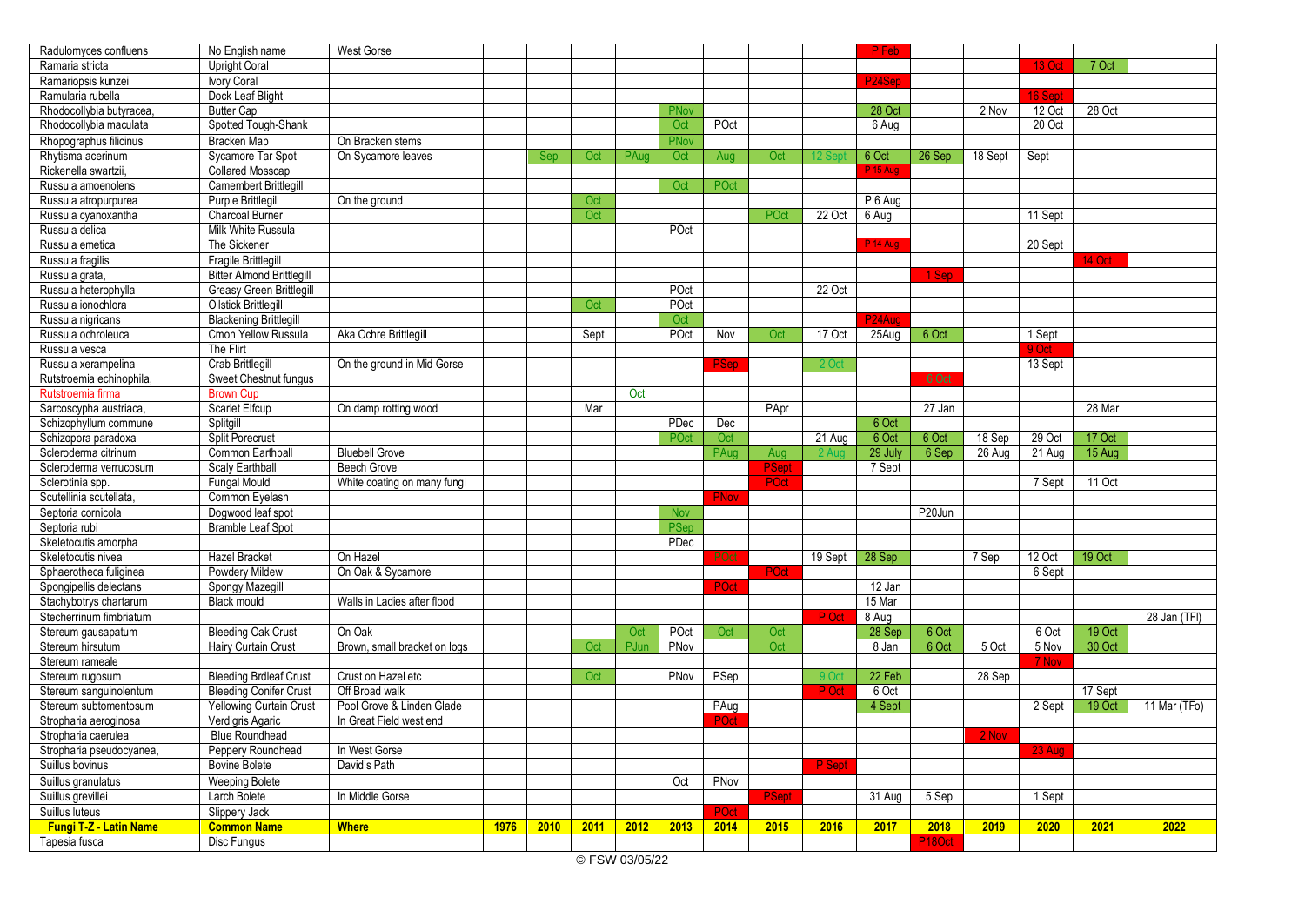| | | | | | | | | | | | | | | | | |
|---|---|---|---|---|---|---|---|---|---|---|---|---|---|---|---|---|
| Radulomyces confluens | No English name | West Gorse | | | | | | | | | P Feb | | | | | |
| Ramaria stricta | Upright Coral | | | | | | | | | | | | | 13 Oct | 7 Oct | |
| Ramariopsis kunzei | Ivory Coral | | | | | | | | | | P24Sep | | | | | |
| Ramularia rubella | Dock Leaf Blight | | | | | | | | | | | | | 16 Sept | | |
| Rhodocollybia butyracea, | Butter Cap | | | | | | PNov | | | | 28 Oct | | 2 Nov | 12 Oct | 28 Oct | |
| Rhodocollybia maculata | Spotted Tough-Shank | | | | | | Oct | POct | | | 6 Aug | | | 20 Oct | | |
| Rhopographus filicinus | Bracken Map | On Bracken stems | | | | | PNov | | | | | | | | | |
| Rhytisma acerinum | Sycamore Tar Spot | On Sycamore leaves | | Sep | Oct | PAug | Oct | Aug | Oct | 12 Sept | 6 Oct | 26 Sep | 18 Sept | Sept | | |
| Rickenella swartzii, | Collared Mosscap | | | | | | | | | | P 15 Aug | | | | | |
| Russula amoenolens | Camembert Brittlegill | | | | | | Oct | POct | | | | | | | | |
| Russula atropurpurea | Purple Brittlegill | On the ground | | | Oct | | | | | | P 6 Aug | | | | | |
| Russula cyanoxantha | Charcoal Burner | | | | Oct | | | | POct | 22 Oct | 6 Aug | | | 11 Sept | | |
| Russula delica | Milk White Russula | | | | | | POct | | | | | | | | | |
| Russula emetica | The Sickener | | | | | | | | | | P 14 Aug | | | 20 Sept | | |
| Russula fragilis | Fragile Brittlegill | | | | | | | | | | | | | | 14 Oct | |
| Russula grata, | Bitter Almond Brittlegill | | | | | | | | | | | 1 Sep | | | | |
| Russula heterophylla | Greasy Green Brittlegill | | | | | | POct | | | 22 Oct | | | | | | |
| Russula ionochlora | Oilstick Brittlegill | | | | Oct | | POct | | | | | | | | | |
| Russula nigricans | Blackening Brittlegill | | | | | | Oct | | | | P24Aug | | | | | |
| Russula ochroleuca | Cmon Yellow Russula | Aka Ochre Brittlegill | | | Sept | | POct | Nov | Oct | 17 Oct | 25Aug | 6 Oct | | 1 Sept | | |
| Russula vesca | The Flirt | | | | | | | | | | | | | 9 Oct | | |
| Russula xerampelina | Crab Brittlegill | On the ground in Mid Gorse | | | | | | PSep | | 2 Oct | | | | 13 Sept | | |
| Rutstroemia echinophila, | Sweet Chestnut fungus | | | | | | | | | | | 6 Oct | | | | |
| Rutstroemia firma | Brown Cup | | | | | Oct | | | | | | | | | | |
| Sarcoscypha austriaca, | Scarlet Elfcup | On damp rotting wood | | | Mar | | | | PApr | | | 27 Jan | | | 28 Mar | |
| Schizophyllum commune | Splitgill | | | | | | PDec | Dec | | | 6 Oct | | | | | |
| Schizopora paradoxa | Split Porecrust | | | | | | POct | Oct | | 21 Aug | 6 Oct | 6 Oct | 18 Sep | 29 Oct | 17 Oct | |
| Scleroderma citrinum | Common Earthball | Bluebell Grove | | | | | | PAug | Aug | 2 Aug | 29 July | 6 Sep | 26 Aug | 21 Aug | 15 Aug | |
| Scleroderma verrucosum | Scaly Earthball | Beech Grove | | | | | | | PSept | | 7 Sept | | | | | |
| Sclerotinia spp. | Fungal Mould | White coating on many fungi | | | | | | | POct | | | | | 7 Sept | 11 Oct | |
| Scutellinia scutellata, | Common Eyelash | | | | | | | PNov | | | | | | | | |
| Septoria cornicola | Dogwood leaf spot | | | | | | Nov | | | | | P20Jun | | | | |
| Septoria rubi | Bramble Leaf Spot | | | | | | PSep | | | | | | | | | |
| Skeletocutis amorpha | | | | | | | PDec | | | | | | | | | |
| Skeletocutis nivea | Hazel Bracket | On Hazel | | | | | | POct | | 19 Sept | 28 Sep | | 7 Sep | 12 Oct | 19 Oct | |
| Sphaerotheca fuliginea | Powdery Mildew | On Oak & Sycamore | | | | | | | POct | | | | | 6 Sept | | |
| Spongipellis delectans | Spongy Mazegill | | | | | | | POct | | | 12 Jan | | | | | |
| Stachybotrys chartarum | Black mould | Walls in Ladies after flood | | | | | | | | | 15 Mar | | | | | |
| Stecherrinum fimbriatum | | | | | | | | | | P Oct | 8 Aug | | | | | 28 Jan (TFI) |
| Stereum gausapatum | Bleeding Oak Crust | On Oak | | | | Oct | POct | Oct | Oct | | 28 Sep | 6 Oct | | 6 Oct | 19 Oct | |
| Stereum hirsutum | Hairy Curtain Crust | Brown, small bracket on logs | | | Oct | PJun | PNov | | Oct | | 8 Jan | 6 Oct | 5 Oct | 5 Nov | 30 Oct | |
| Stereum rameale | | | | | | | | | | | | | | 7 Nov | | |
| Stereum rugosum | Bleeding Brdleaf Crust | Crust on Hazel etc | | | Oct | | PNov | PSep | | 9 Oct | 22 Feb | | 28 Sep | | | |
| Stereum sanguinolentum | Bleeding Conifer Crust | Off Broad walk | | | | | | | | P Oct | 6 Oct | | | | 17 Sept | |
| Stereum subtomentosum | Yellowing Curtain Crust | Pool Grove & Linden Glade | | | | | | PAug | | | 4 Sept | | | 2 Sept | 19 Oct | 11 Mar (TFo) |
| Stropharia aeroginosa | Verdigris Agaric | In Great Field west end | | | | | | POct | | | | | | | | |
| Stropharia caerulea | Blue Roundhead | | | | | | | | | | | | 2 Nov | | | |
| Stropharia pseudocyanea, | Peppery Roundhead | In West Gorse | | | | | | | | | | | | 23 Aug | | |
| Suillus bovinus | Bovine Bolete | David's Path | | | | | | | | P Sept | | | | | | |
| Suillus granulatus | Weeping Bolete | | | | | | Oct | PNov | | | | | | | | |
| Suillus grevillei | Larch Bolete | In Middle Gorse | | | | | | | PSept | | 31 Aug | 5 Sep | | 1 Sept | | |
| Suillus luteus | Slippery Jack | | | | | | | POct | | | | | | | | |

| **Fungi T-Z - Latin Name** | **Common Name** | **Where** | **1976** | **2010** | **2011** | **2012** | **2013** | **2014** | **2015** | **2016** | **2017** | **2018** | **2019** | **2020** | **2021** | **2022** |
|---|---|---|---|---|---|---|---|---|---|---|---|---|---|---|---|---|
| Tapesia fusca | Disc Fungus | | | | | | | | | | | P18Oct | | | | |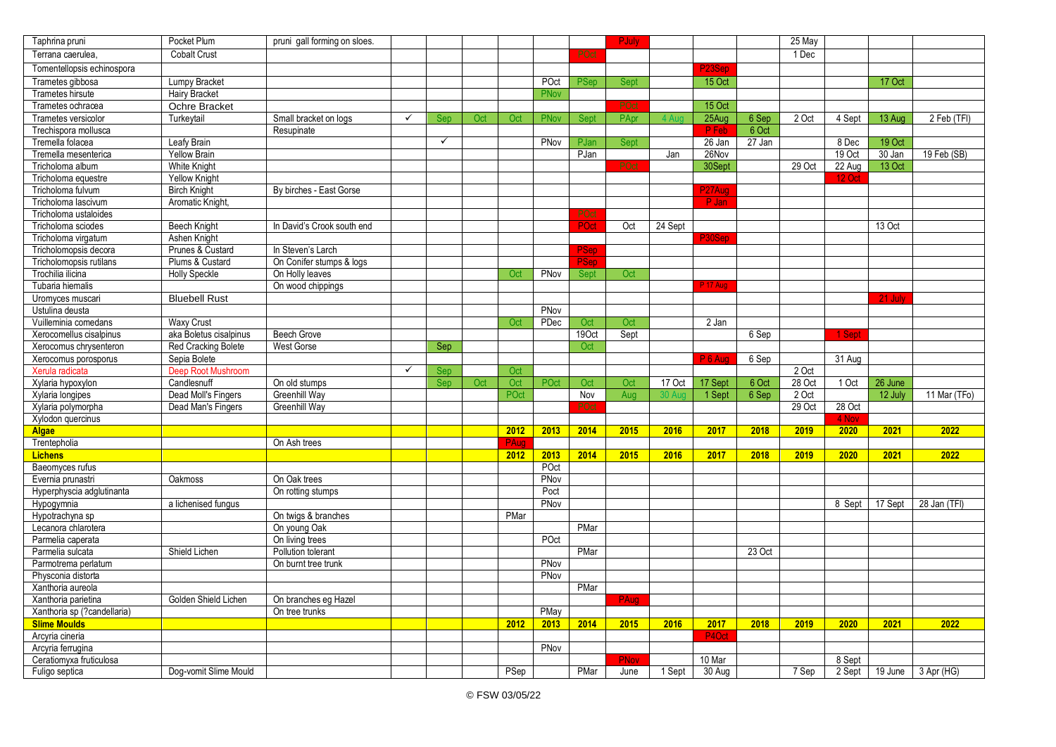| | | | | | | | | | | | | | | | | |
|---|---|---|---|---|---|---|---|---|---|---|---|---|---|---|---|---|
| Taphrina pruni | Pocket Plum | pruni gall forming on sloes. | | | | | | | PJuly | | | | 25 May | | | |
| Terrana caerulea, | Cobalt Crust | | | | | | | POct | | | | | 1 Dec | | | |
| Tomentellopsis echinospora | | | | | | | | | | | P23Sep | | | | | |
| Trametes gibbosa | Lumpy Bracket | | | | | | POct | PSep | Sept | | 15 Oct | | | | 17 Oct | |
| Trametes hirsute | Hairy Bracket | | | | | | PNov | | | | | | | | | |
| Trametes ochracea | Ochre Bracket | | | | | | | | POct | | 15 Oct | | | | | |
| Trametes versicolor | Turkeytail | Small bracket on logs | ✓ | Sep | Oct | Oct | PNov | Sept | PApr | 4 Aug | 25Aug | 6 Sep | 2 Oct | 4 Sept | 13 Aug | 2 Feb (TFI) |
| Trechispora mollusca | | Resupinate | | | | | | | | | P Feb | 6 Oct | | | | |
| Tremella folacea | Leafy Brain | | | ✓ | | | PNov | PJan | Sept | | 26 Jan | 27 Jan | | 8 Dec | 19 Oct | |
| Tremella mesenterica | Yellow Brain | | | | | | | PJan | | Jan | 26Nov | | | 19 Oct | 30 Jan | 19 Feb (SB) |
| Tricholoma album | White Knight | | | | | | | | POct | | 30Sept | | 29 Oct | 22 Aug | 13 Oct | |
| Tricholoma equestre | Yellow Knight | | | | | | | | | | | | | 12 Oct | | |
| Tricholoma fulvum | Birch Knight | By birches - East Gorse | | | | | | | | | P27Aug | | | | | |
| Tricholoma lascivum | Aromatic Knight, | | | | | | | | | | P Jan | | | | | |
| Tricholoma ustaloides | | | | | | | | POct | | | | | | | | |
| Tricholoma sciodes | Beech Knight | In David's Crook south end | | | | | | POct | Oct | 24 Sept | | | | | 13 Oct | |
| Tricholoma virgatum | Ashen Knight | | | | | | | | | | P30Sep | | | | | |
| Tricholomopsis decora | Prunes & Custard | In Steven's Larch | | | | | | PSep | | | | | | | | |
| Tricholomopsis rutilans | Plums & Custard | On Conifer stumps & logs | | | | | | PSep | | | | | | | | |
| Trochilia ilicina | Holly Speckle | On Holly leaves | | | | Oct | PNov | Sept | Oct | | | | | | | |
| Tubaria hiemalis | | On wood chippings | | | | | | | | | P 17 Aug | | | | | |
| Uromyces muscari | Bluebell Rust | | | | | | | | | | | | | | 21 July | |
| Ustulina deusta | | | | | | | PNov | | | | | | | | | |
| Vuilleminia comedans | Waxy Crust | | | | | Oct | PDec | Oct | Oct | | 2 Jan | | | | | |
| Xerocomellus cisalpinus | aka Boletus cisalpinus | Beech Grove | | | | | | 19Oct | Sept | | | 6 Sep | | 1 Sept | | |
| Xerocomus chrysenteron | Red Cracking Bolete | West Gorse | | Sep | | | | Oct | | | | | | | | |
| Xerocomus porosporus | Sepia Bolete | | | | | | | | | | P 6 Aug | 6 Sep | | 31 Aug | | |
| Xerula radicata | Deep Root Mushroom | | ✓ | Sep | | Oct | | | | | | | 2 Oct | | | |
| Xylaria hypoxylon | Candlesnuff | On old stumps | | Sep | Oct | Oct | POct | Oct | Oct | 17 Oct | 17 Sept | 6 Oct | 28 Oct | 1 Oct | 26 June | |
| Xylaria longipes | Dead Moll's Fingers | Greenhill Way | | | | POct | | Nov | Aug | 30 Aug | 1 Sept | 6 Sep | 2 Oct | | 12 July | 11 Mar (TFo) |
| Xylaria polymorpha | Dead Man's Fingers | Greenhill Way | | | | | | POct | | | | | 29 Oct | 28 Oct | | |
| Xylodon quercinus | | | | | | | | | | | | | | 4 Nov | | |
| **Algae** | | | | | | **2012** | **2013** | **2014** | **2015** | **2016** | **2017** | **2018** | **2019** | **2020** | **2021** | **2022** |
| Trentepholia | | On Ash trees | | | | PAug | | | | | | | | | | |
| **Lichens** | | | | | | **2012** | **2013** | **2014** | **2015** | **2016** | **2017** | **2018** | **2019** | **2020** | **2021** | **2022** |
| Baeomyces rufus | | | | | | | POct | | | | | | | | | |
| Evernia prunastri | Oakmoss | On Oak trees | | | | | PNov | | | | | | | | | |
| Hyperphyscia adglutinanta | | On rotting stumps | | | | | Poct | | | | | | | | | |
| Hypogymnia | a lichenised fungus | | | | | | PNov | | | | | | | 8 Sept | 17 Sept | 28 Jan (TFI) |
| Hypotrachyna sp | | On twigs & branches | | | | PMar | | | | | | | | | | |
| Lecanora chlarotera | | On young Oak | | | | | | PMar | | | | | | | | |
| Parmelia caperata | | On living trees | | | | | POct | | | | | | | | | |
| Parmelia sulcata | Shield Lichen | Pollution tolerant | | | | | | PMar | | | | 23 Oct | | | | |
| Parmotrema perlatum | | On burnt tree trunk | | | | | PNov | | | | | | | | | |
| Physconia distorta | | | | | | | PNov | | | | | | | | | |
| Xanthoria aureola | | | | | | | | PMar | | | | | | | | |
| Xanthoria parietina | Golden Shield Lichen | On branches eg Hazel | | | | | | | PAug | | | | | | | |
| Xanthoria sp (?candellaria) | | On tree trunks | | | | | PMay | | | | | | | | | |
| **Slime Moulds** | | | | | | **2012** | **2013** | **2014** | **2015** | **2016** | **2017** | **2018** | **2019** | **2020** | **2021** | **2022** |
| Arcyria cineria | | | | | | | | | | | P4Oct | | | | | |
| Arcyria ferrugina | | | | | | | PNov | | | | | | | | | |
| Ceratiomyxa fruticulosa | | | | | | | | | PNov | | 10 Mar | | | 8 Sept | | |
| Fuligo septica | Dog-vomit Slime Mould | | | | | PSep | | PMar | June | 1 Sept | 30 Aug | | 7 Sep | 2 Sept | 19 June | 3 Apr (HG) |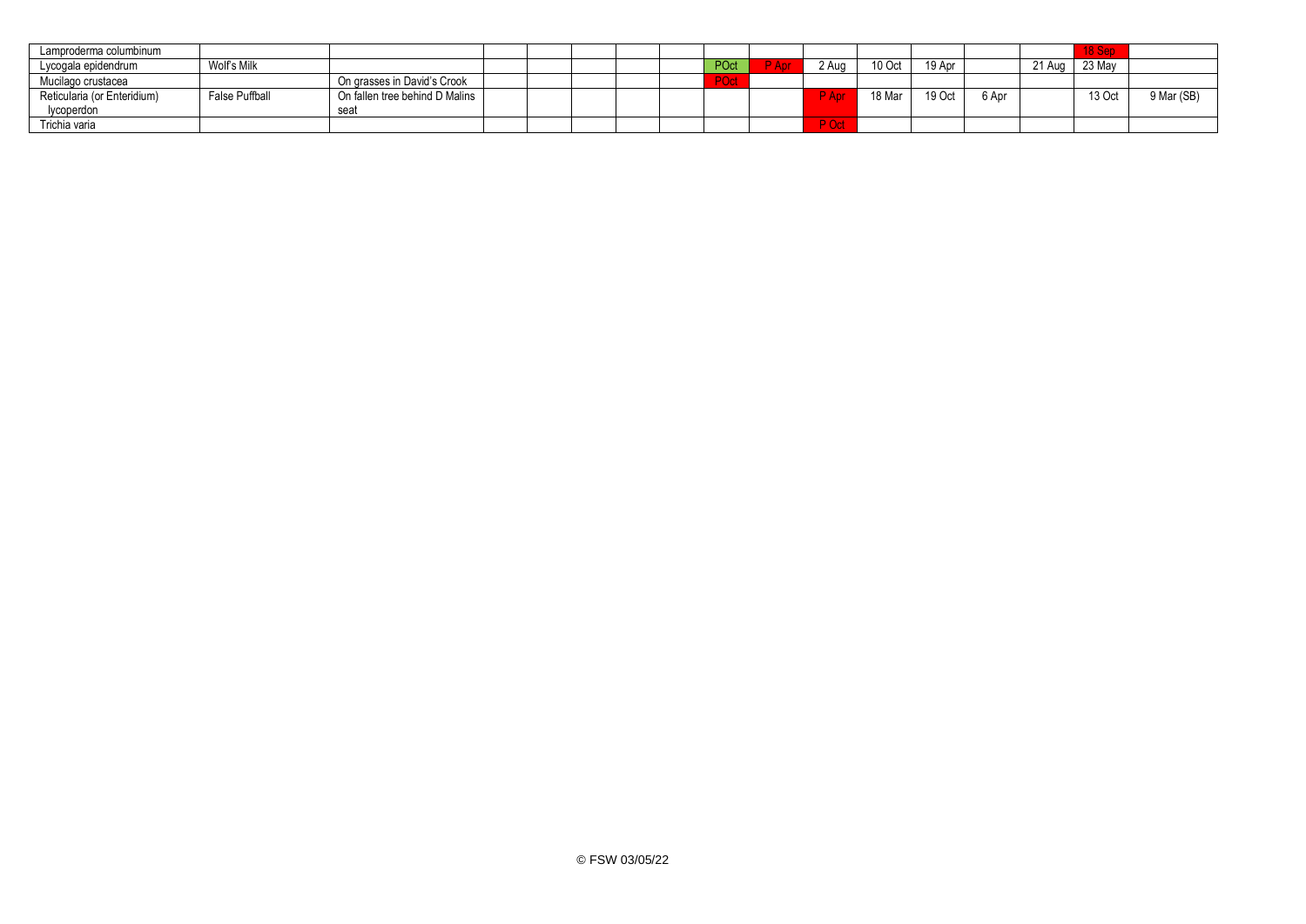| | | | | | | | | | | | | | | | | |
|---|---|---|---|---|---|---|---|---|---|---|---|---|---|---|---|---|
| Lamproderma columbinum | | | | | | | | | | | | | | | 18 Sep | |
| Lycogala epidendrum | Wolf's Milk | | | | | | | POct | P Apr | 2 Aug | 10 Oct | 19 Apr | | 21 Aug | 23 May | |
| Mucilago crustacea | | On grasses in David's Crook | | | | | | POct | | | | | | | | |
| Reticularia (or Enteridium) lycoperdon | False Puffball | On fallen tree behind D Malins seat | | | | | | | | P Apr | 18 Mar | 19 Oct | 6 Apr | | 13 Oct | 9 Mar (SB) |
| Trichia varia | | | | | | | | | | P Oct | | | | | | |